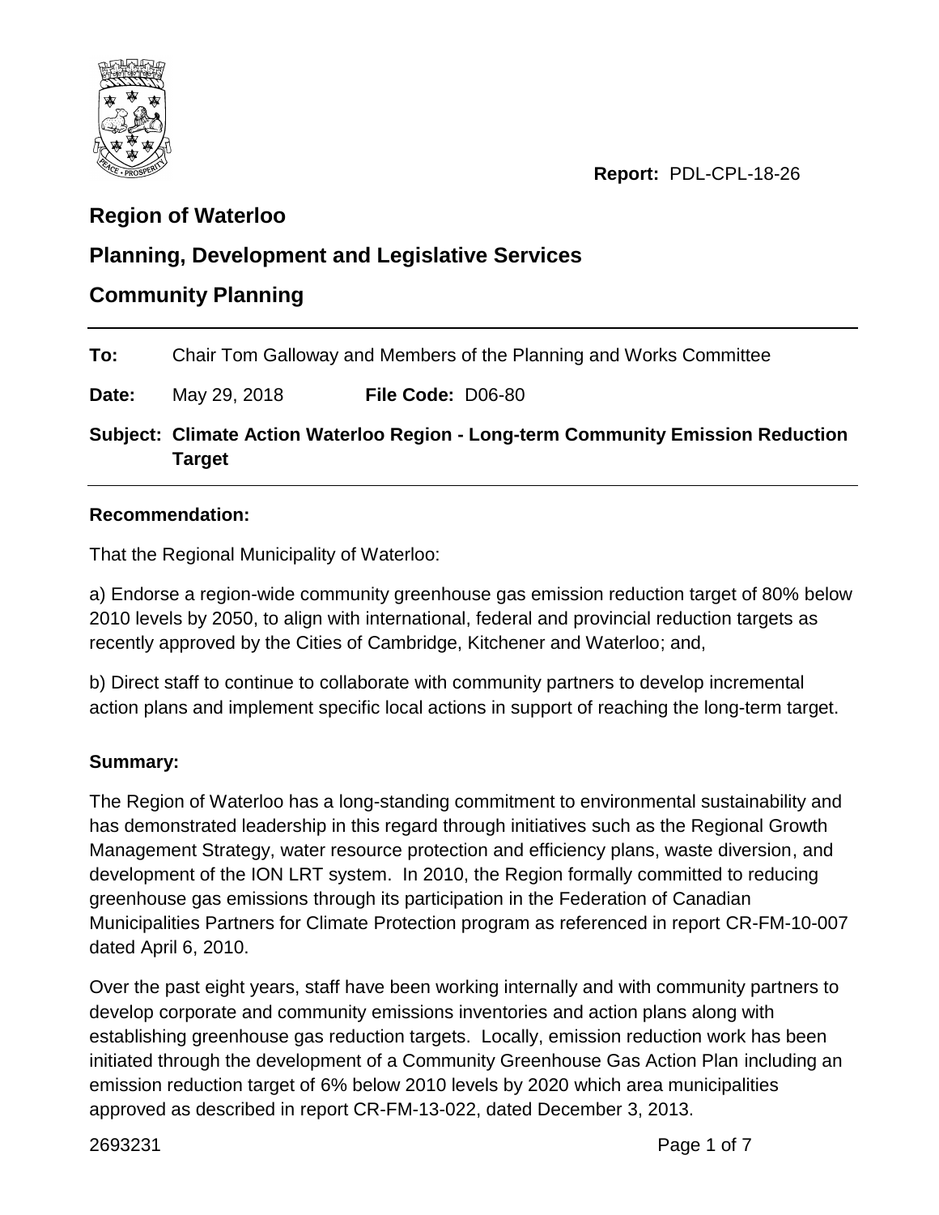**Report:** PDL-CPL-18-26

## Region of Waterloo

## Planning, Development and Legislative Services

## Community Planning

**To:** Chair Tom Galloway and Members of the Planning and Works Committee

**Date:** May 29, 2018 **File Code:** D06-80

**Subject: Climate Action Waterloo Region - Long-term Community Emission Reduction Target**

### Recommendation:

That the Regional Municipality of Waterloo:

a) Endorse a region-wide community greenhouse gas emission reduction target of 80% below 2010 levels by 2050, to align with international, federal and provincial reduction targets as recently approved by the Cities of Cambridge, Kitchener and Waterloo; and,

b) Direct staff to continue to collaborate with community partners to develop incremental action plans and implement specific local actions in support of reaching the long-term target.

### Summary:

The Region of Waterloo has a long-standing commitment to environmental sustainability and has demonstrated leadership in this regard through initiatives such as the Regional Growth Management Strategy, water resource protection and efficiency plans, waste diversion, and development of the ION LRT system. In 2010, the Region formally committed to reducing greenhouse gas emissions through its participation in the Federation of Canadian Municipalities Partners for Climate Protection program as referenced in report CR-FM-10-007 dated April 6, 2010.

Over the past eight years, staff have been working internally and with community partners to develop corporate and community emissions inventories and action plans along with establishing greenhouse gas reduction targets. Locally, emission reduction work has been initiated through the development of a Community Greenhouse Gas Action Plan including an emission reduction target of 6% below 2010 levels by 2020 which area municipalities approved as described in report CR-FM-13-022, dated December 3, 2013.

2693231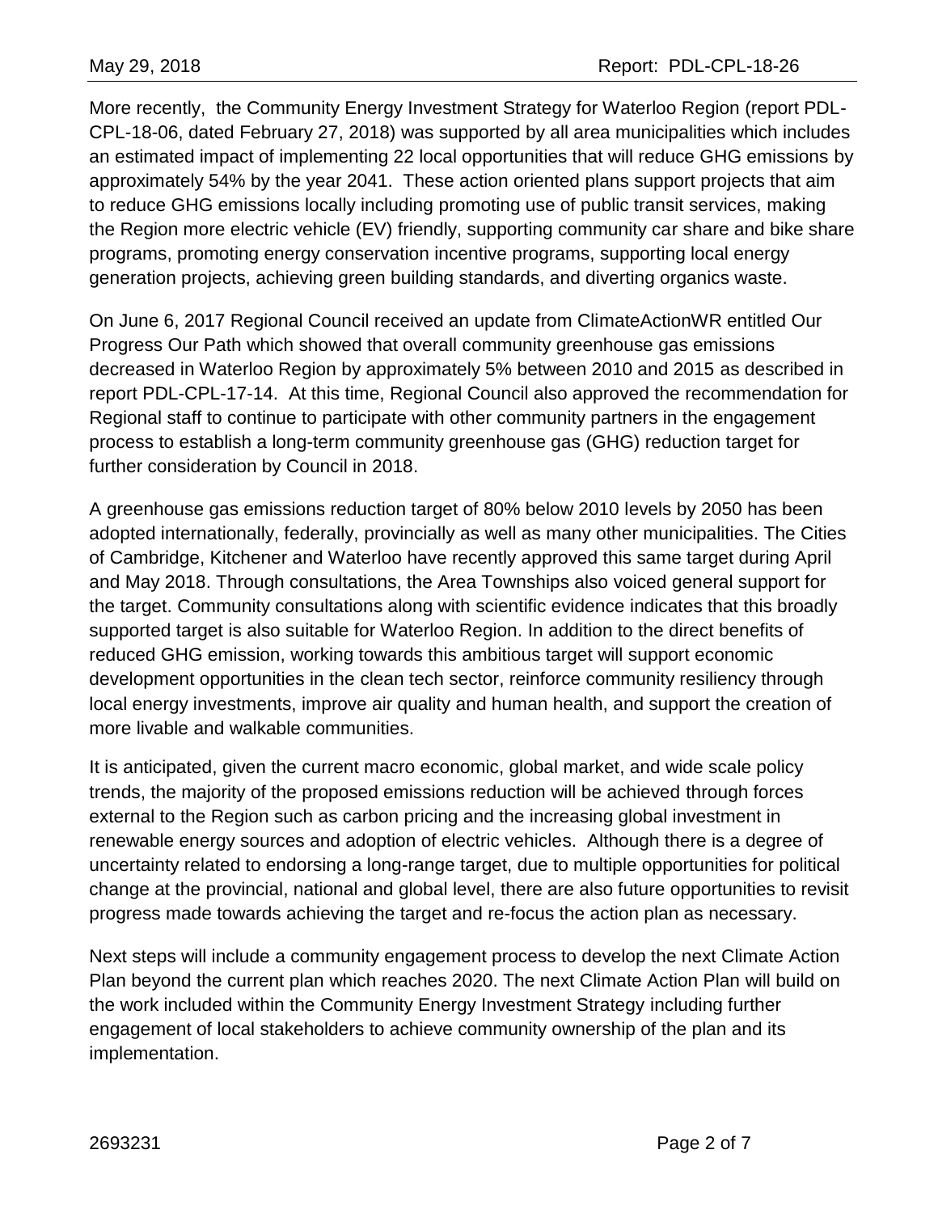More recently, the Community Energy Investment Strategy for Waterloo Region (report PDL-CPL-18-06, dated February 27, 2018) was supported by all area municipalities which includes an estimated impact of implementing 22 local opportunities that will reduce GHG emissions by approximately 54% by the year 2041. These action oriented plans support projects that aim to reduce GHG emissions locally including promoting use of public transit services, making the Region more electric vehicle (EV) friendly, supporting community car share and bike share programs, promoting energy conservation incentive programs, supporting local energy generation projects, achieving green building standards, and diverting organics waste.

On June 6, 2017 Regional Council received an update from ClimateActionWR entitled Our Progress Our Path which showed that overall community greenhouse gas emissions decreased in Waterloo Region by approximately 5% between 2010 and 2015 as described in report PDL-CPL-17-14. At this time, Regional Council also approved the recommendation for Regional staff to continue to participate with other community partners in the engagement process to establish a long-term community greenhouse gas (GHG) reduction target for further consideration by Council in 2018.

A greenhouse gas emissions reduction target of 80% below 2010 levels by 2050 has been adopted internationally, federally, provincially as well as many other municipalities. The Cities of Cambridge, Kitchener and Waterloo have recently approved this same target during April and May 2018. Through consultations, the Area Townships also voiced general support for the target. Community consultations along with scientific evidence indicates that this broadly supported target is also suitable for Waterloo Region. In addition to the direct benefits of reduced GHG emission, working towards this ambitious target will support economic development opportunities in the clean tech sector, reinforce community resiliency through local energy investments, improve air quality and human health, and support the creation of more livable and walkable communities.

It is anticipated, given the current macro economic, global market, and wide scale policy trends, the majority of the proposed emissions reduction will be achieved through forces external to the Region such as carbon pricing and the increasing global investment in renewable energy sources and adoption of electric vehicles. Although there is a degree of uncertainty related to endorsing a long-range target, due to multiple opportunities for political change at the provincial, national and global level, there are also future opportunities to revisit progress made towards achieving the target and re-focus the action plan as necessary.

Next steps will include a community engagement process to develop the next Climate Action Plan beyond the current plan which reaches 2020. The next Climate Action Plan will build on the work included within the Community Energy Investment Strategy including further engagement of local stakeholders to achieve community ownership of the plan and its implementation.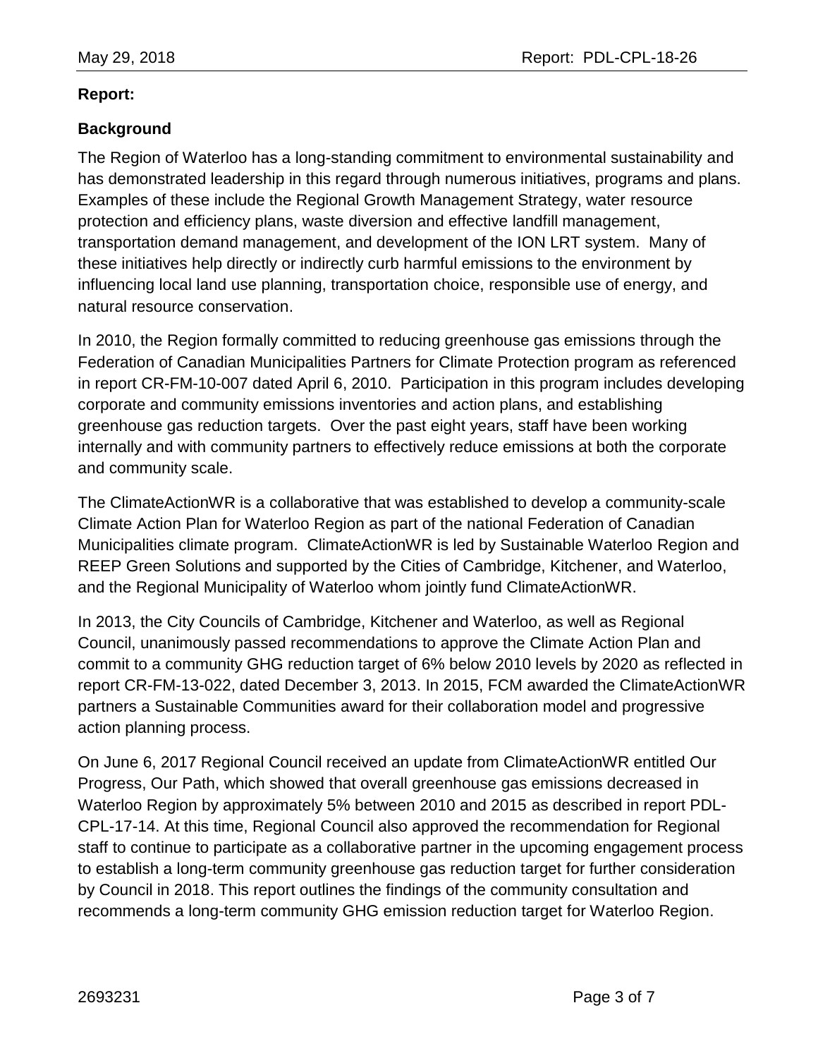**Report:**

**Background**

The Region of Waterloo has a long-standing commitment to environmental sustainability and has demonstrated leadership in this regard through numerous initiatives, programs and plans. Examples of these include the Regional Growth Management Strategy, water resource protection and efficiency plans, waste diversion and effective landfill management, transportation demand management, and development of the ION LRT system. Many of these initiatives help directly or indirectly curb harmful emissions to the environment by influencing local land use planning, transportation choice, responsible use of energy, and natural resource conservation.

In 2010, the Region formally committed to reducing greenhouse gas emissions through the Federation of Canadian Municipalities Partners for Climate Protection program as referenced in report CR-FM-10-007 dated April 6, 2010. Participation in this program includes developing corporate and community emissions inventories and action plans, and establishing greenhouse gas reduction targets. Over the past eight years, staff have been working internally and with community partners to effectively reduce emissions at both the corporate and community scale.

The ClimateActionWR is a collaborative that was established to develop a community-scale Climate Action Plan for Waterloo Region as part of the national Federation of Canadian Municipalities climate program. ClimateActionWR is led by Sustainable Waterloo Region and REEP Green Solutions and supported by the Cities of Cambridge, Kitchener, and Waterloo, and the Regional Municipality of Waterloo whom jointly fund ClimateActionWR.

In 2013, the City Councils of Cambridge, Kitchener and Waterloo, as well as Regional Council, unanimously passed recommendations to approve the Climate Action Plan and commit to a community GHG reduction target of 6% below 2010 levels by 2020 as reflected in report CR-FM-13-022, dated December 3, 2013. In 2015, FCM awarded the ClimateActionWR partners a Sustainable Communities award for their collaboration model and progressive action planning process.

On June 6, 2017 Regional Council received an update from ClimateActionWR entitled Our Progress, Our Path, which showed that overall greenhouse gas emissions decreased in Waterloo Region by approximately 5% between 2010 and 2015 as described in report PDL-CPL-17-14. At this time, Regional Council also approved the recommendation for Regional staff to continue to participate as a collaborative partner in the upcoming engagement process to establish a long-term community greenhouse gas reduction target for further consideration by Council in 2018. This report outlines the findings of the community consultation and recommends a long-term community GHG emission reduction target for Waterloo Region.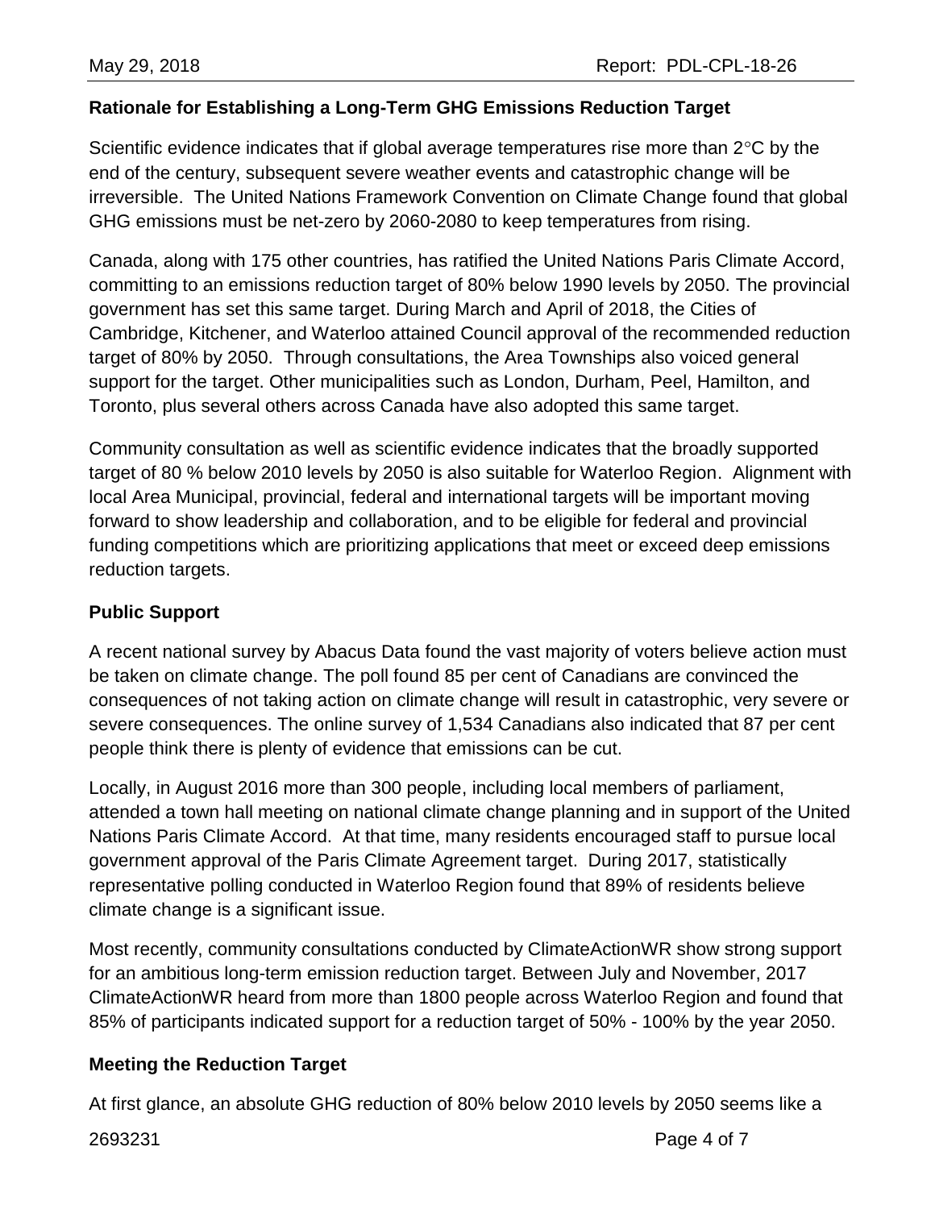## Rationale for Establishing a Long-Term GHG Emissions Reduction Target

Scientific evidence indicates that if global average temperatures rise more than 2°C by the end of the century, subsequent severe weather events and catastrophic change will be irreversible. The United Nations Framework Convention on Climate Change found that global GHG emissions must be net-zero by 2060-2080 to keep temperatures from rising.

Canada, along with 175 other countries, has ratified the United Nations Paris Climate Accord, committing to an emissions reduction target of 80% below 1990 levels by 2050. The provincial government has set this same target. During March and April of 2018, the Cities of Cambridge, Kitchener, and Waterloo attained Council approval of the recommended reduction target of 80% by 2050. Through consultations, the Area Townships also voiced general support for the target. Other municipalities such as London, Durham, Peel, Hamilton, and Toronto, plus several others across Canada have also adopted this same target.

Community consultation as well as scientific evidence indicates that the broadly supported target of 80 % below 2010 levels by 2050 is also suitable for Waterloo Region. Alignment with local Area Municipal, provincial, federal and international targets will be important moving forward to show leadership and collaboration, and to be eligible for federal and provincial funding competitions which are prioritizing applications that meet or exceed deep emissions reduction targets.

## Public Support

A recent national survey by Abacus Data found the vast majority of voters believe action must be taken on climate change. The poll found 85 per cent of Canadians are convinced the consequences of not taking action on climate change will result in catastrophic, very severe or severe consequences. The online survey of 1,534 Canadians also indicated that 87 per cent people think there is plenty of evidence that emissions can be cut.

Locally, in August 2016 more than 300 people, including local members of parliament, attended a town hall meeting on national climate change planning and in support of the United Nations Paris Climate Accord. At that time, many residents encouraged staff to pursue local government approval of the Paris Climate Agreement target. During 2017, statistically representative polling conducted in Waterloo Region found that 89% of residents believe climate change is a significant issue.

Most recently, community consultations conducted by ClimateActionWR show strong support for an ambitious long-term emission reduction target. Between July and November, 2017 ClimateActionWR heard from more than 1800 people across Waterloo Region and found that 85% of participants indicated support for a reduction target of 50% - 100% by the year 2050.

## Meeting the Reduction Target

At first glance, an absolute GHG reduction of 80% below 2010 levels by 2050 seems like a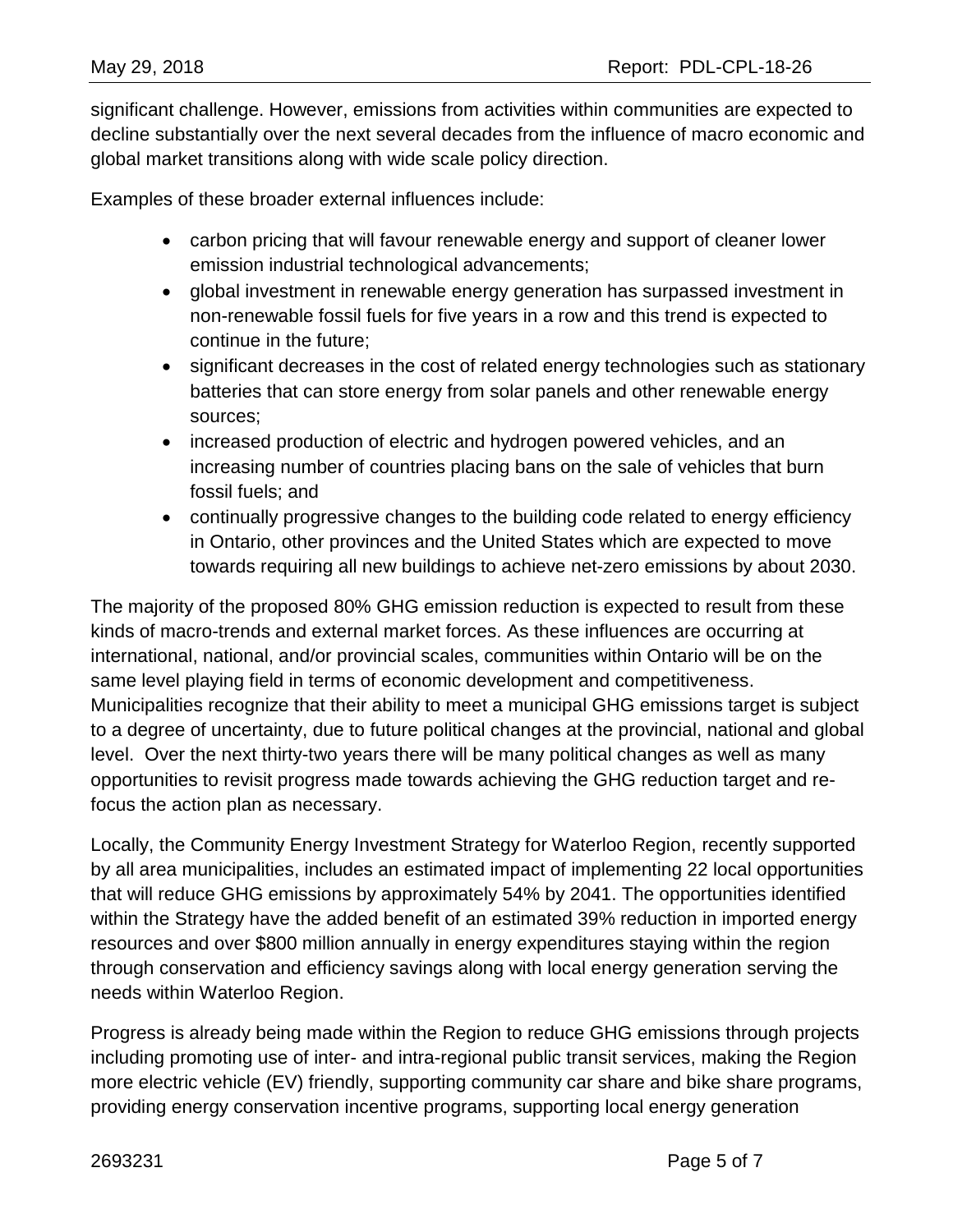significant challenge. However, emissions from activities within communities are expected to decline substantially over the next several decades from the influence of macro economic and global market transitions along with wide scale policy direction.

Examples of these broader external influences include:

- carbon pricing that will favour renewable energy and support of cleaner lower emission industrial technological advancements;
- global investment in renewable energy generation has surpassed investment in non-renewable fossil fuels for five years in a row and this trend is expected to continue in the future;
- significant decreases in the cost of related energy technologies such as stationary batteries that can store energy from solar panels and other renewable energy sources;
- increased production of electric and hydrogen powered vehicles, and an increasing number of countries placing bans on the sale of vehicles that burn fossil fuels; and
- continually progressive changes to the building code related to energy efficiency in Ontario, other provinces and the United States which are expected to move towards requiring all new buildings to achieve net-zero emissions by about 2030.

The majority of the proposed 80% GHG emission reduction is expected to result from these kinds of macro-trends and external market forces. As these influences are occurring at international, national, and/or provincial scales, communities within Ontario will be on the same level playing field in terms of economic development and competitiveness. Municipalities recognize that their ability to meet a municipal GHG emissions target is subject to a degree of uncertainty, due to future political changes at the provincial, national and global level. Over the next thirty-two years there will be many political changes as well as many opportunities to revisit progress made towards achieving the GHG reduction target and re-focus the action plan as necessary.

Locally, the Community Energy Investment Strategy for Waterloo Region, recently supported by all area municipalities, includes an estimated impact of implementing 22 local opportunities that will reduce GHG emissions by approximately 54% by 2041. The opportunities identified within the Strategy have the added benefit of an estimated 39% reduction in imported energy resources and over $800 million annually in energy expenditures staying within the region through conservation and efficiency savings along with local energy generation serving the needs within Waterloo Region.

Progress is already being made within the Region to reduce GHG emissions through projects including promoting use of inter- and intra-regional public transit services, making the Region more electric vehicle (EV) friendly, supporting community car share and bike share programs, providing energy conservation incentive programs, supporting local energy generation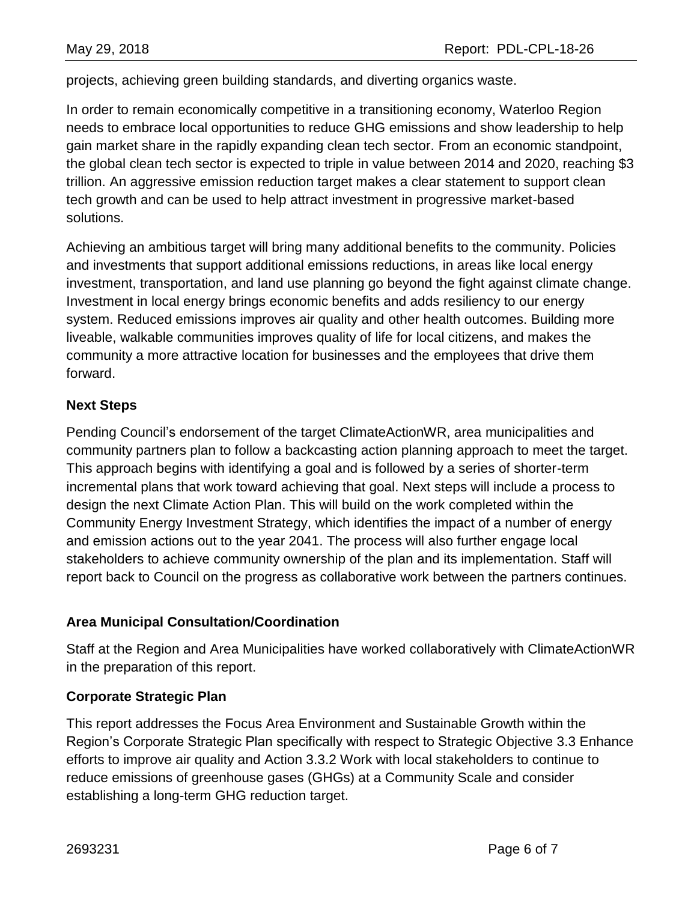projects, achieving green building standards, and diverting organics waste.

In order to remain economically competitive in a transitioning economy, Waterloo Region needs to embrace local opportunities to reduce GHG emissions and show leadership to help gain market share in the rapidly expanding clean tech sector. From an economic standpoint, the global clean tech sector is expected to triple in value between 2014 and 2020, reaching $3 trillion. An aggressive emission reduction target makes a clear statement to support clean tech growth and can be used to help attract investment in progressive market-based solutions.

Achieving an ambitious target will bring many additional benefits to the community. Policies and investments that support additional emissions reductions, in areas like local energy investment, transportation, and land use planning go beyond the fight against climate change. Investment in local energy brings economic benefits and adds resiliency to our energy system. Reduced emissions improves air quality and other health outcomes. Building more liveable, walkable communities improves quality of life for local citizens, and makes the community a more attractive location for businesses and the employees that drive them forward.

### Next Steps

Pending Council's endorsement of the target ClimateActionWR, area municipalities and community partners plan to follow a backcasting action planning approach to meet the target. This approach begins with identifying a goal and is followed by a series of shorter-term incremental plans that work toward achieving that goal. Next steps will include a process to design the next Climate Action Plan. This will build on the work completed within the Community Energy Investment Strategy, which identifies the impact of a number of energy and emission actions out to the year 2041. The process will also further engage local stakeholders to achieve community ownership of the plan and its implementation. Staff will report back to Council on the progress as collaborative work between the partners continues.

### Area Municipal Consultation/Coordination

Staff at the Region and Area Municipalities have worked collaboratively with ClimateActionWR in the preparation of this report.

### Corporate Strategic Plan

This report addresses the Focus Area Environment and Sustainable Growth within the Region's Corporate Strategic Plan specifically with respect to Strategic Objective 3.3 Enhance efforts to improve air quality and Action 3.3.2 Work with local stakeholders to continue to reduce emissions of greenhouse gases (GHGs) at a Community Scale and consider establishing a long-term GHG reduction target.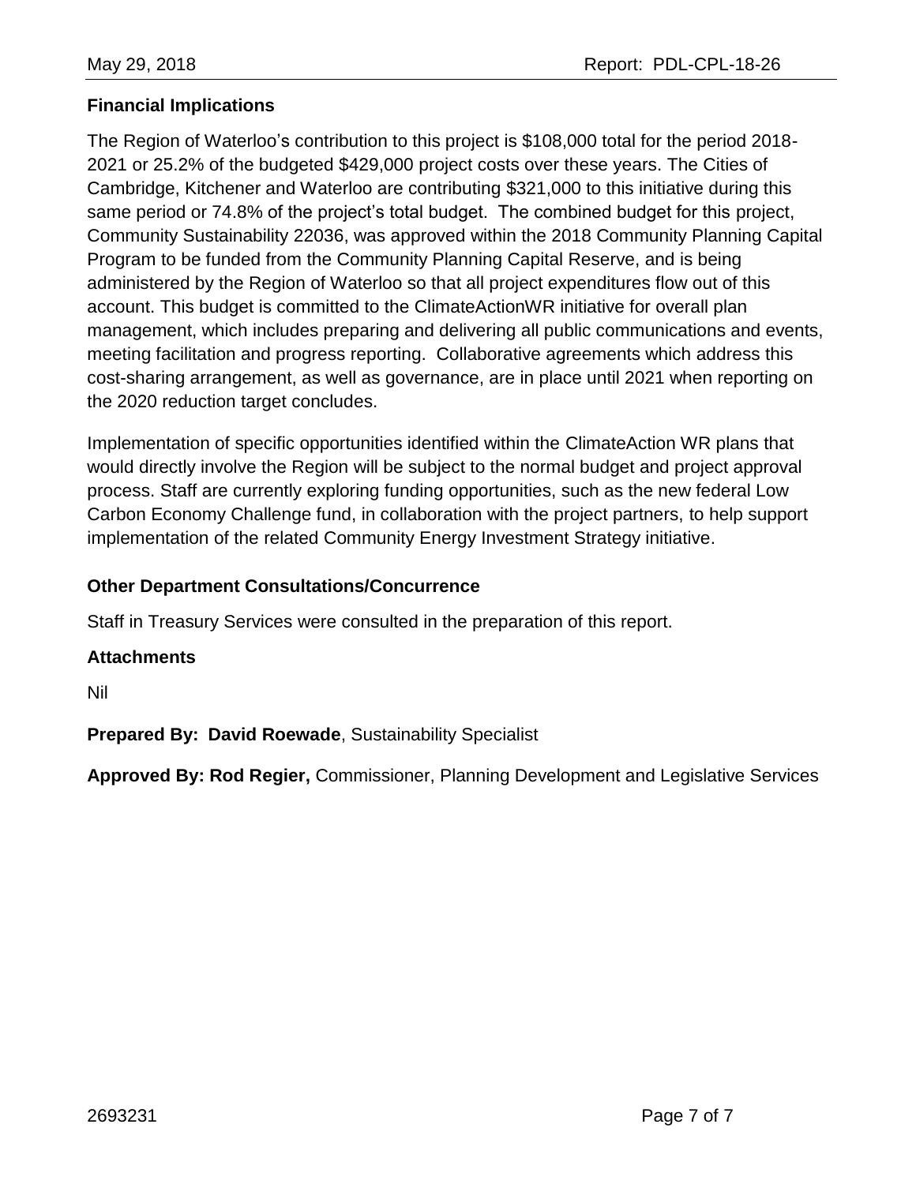## Financial Implications

The Region of Waterloo's contribution to this project is $108,000 total for the period 2018-2021 or 25.2% of the budgeted $429,000 project costs over these years. The Cities of Cambridge, Kitchener and Waterloo are contributing $321,000 to this initiative during this same period or 74.8% of the project's total budget. The combined budget for this project, Community Sustainability 22036, was approved within the 2018 Community Planning Capital Program to be funded from the Community Planning Capital Reserve, and is being administered by the Region of Waterloo so that all project expenditures flow out of this account. This budget is committed to the ClimateActionWR initiative for overall plan management, which includes preparing and delivering all public communications and events, meeting facilitation and progress reporting. Collaborative agreements which address this cost-sharing arrangement, as well as governance, are in place until 2021 when reporting on the 2020 reduction target concludes.

Implementation of specific opportunities identified within the ClimateAction WR plans that would directly involve the Region will be subject to the normal budget and project approval process. Staff are currently exploring funding opportunities, such as the new federal Low Carbon Economy Challenge fund, in collaboration with the project partners, to help support implementation of the related Community Energy Investment Strategy initiative.

## Other Department Consultations/Concurrence

Staff in Treasury Services were consulted in the preparation of this report.

## Attachments

Nil

**Prepared By: David Roewade**, Sustainability Specialist

**Approved By: Rod Regier,** Commissioner, Planning Development and Legislative Services

2693231